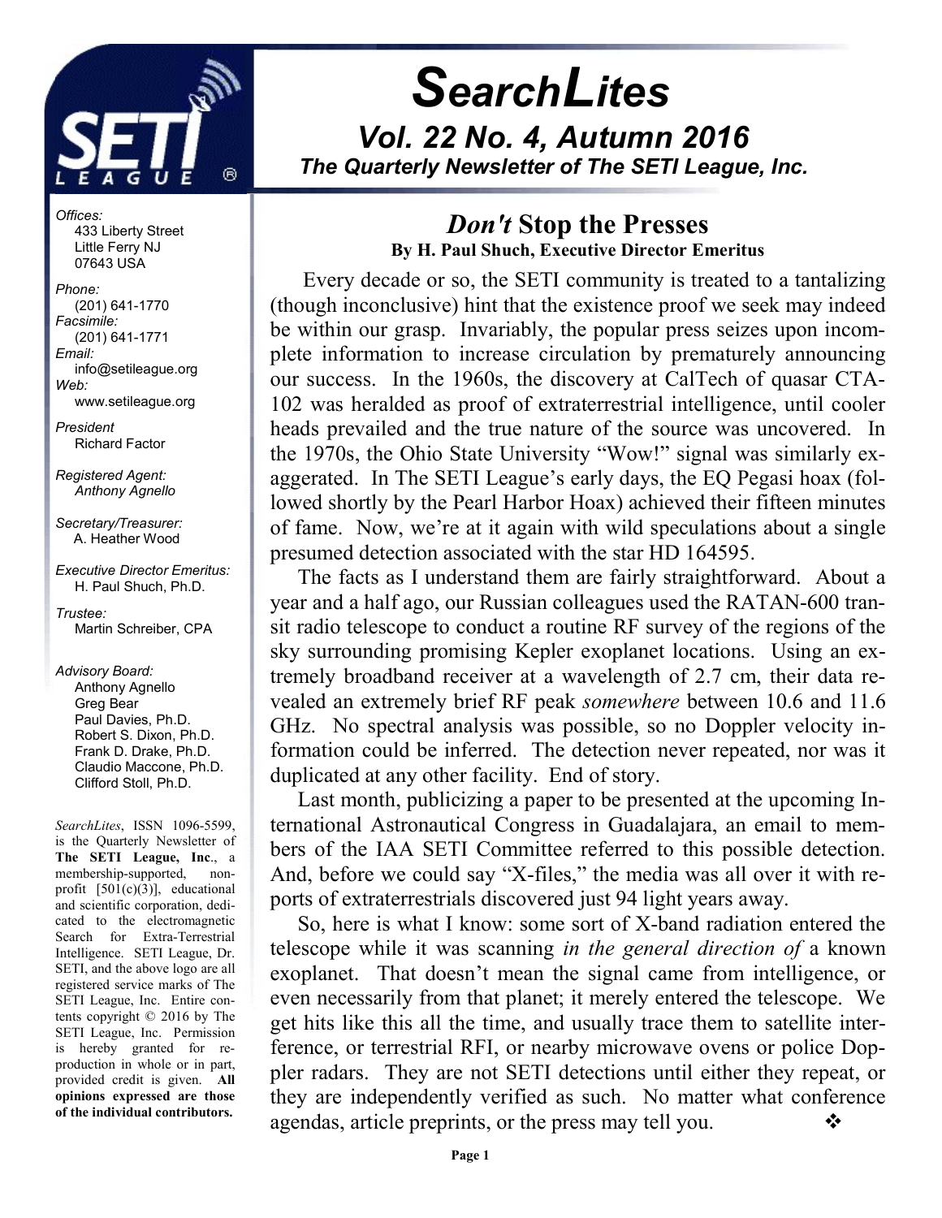# SearchLites

## Vol. 22 No. 4, Autumn 2016

***The Quarterly Newsletter of The SETI League, Inc.***

*Offices:*
433 Liberty Street
Little Ferry NJ
07643 USA

*Phone:*
(201) 641-1770

*Facsimile:*
(201) 641-1771

*Email:*
info@setileague.org

*Web:*
www.setileague.org

*President*
Richard Factor

*Registered Agent:*
*Anthony Agnello*

*Secretary/Treasurer:*
A. Heather Wood

*Executive Director Emeritus:*
H. Paul Shuch, Ph.D.

*Trustee:*
Martin Schreiber, CPA

*Advisory Board:*
Anthony Agnello
Greg Bear
Paul Davies, Ph.D.
Robert S. Dixon, Ph.D.
Frank D. Drake, Ph.D.
Claudio Maccone, Ph.D.
Clifford Stoll, Ph.D.

*SearchLites*, ISSN 1096-5599, is the Quarterly Newsletter of **The SETI League, Inc**., a membership-supported, non-profit [501(c)(3)], educational and scientific corporation, dedicated to the electromagnetic Search for Extra-Terrestrial Intelligence. SETI League, Dr. SETI, and the above logo are all registered service marks of The SETI League, Inc. Entire contents copyright © 2016 by The SETI League, Inc. Permission is hereby granted for reproduction in whole or in part, provided credit is given. **All opinions expressed are those of the individual contributors.**

## *Don't* Stop the Presses

**By H. Paul Shuch, Executive Director Emeritus**

Every decade or so, the SETI community is treated to a tantalizing (though inconclusive) hint that the existence proof we seek may indeed be within our grasp. Invariably, the popular press seizes upon incomplete information to increase circulation by prematurely announcing our success. In the 1960s, the discovery at CalTech of quasar CTA-102 was heralded as proof of extraterrestrial intelligence, until cooler heads prevailed and the true nature of the source was uncovered. In the 1970s, the Ohio State University "Wow!" signal was similarly exaggerated. In The SETI League's early days, the EQ Pegasi hoax (followed shortly by the Pearl Harbor Hoax) achieved their fifteen minutes of fame. Now, we're at it again with wild speculations about a single presumed detection associated with the star HD 164595.

The facts as I understand them are fairly straightforward. About a year and a half ago, our Russian colleagues used the RATAN-600 transit radio telescope to conduct a routine RF survey of the regions of the sky surrounding promising Kepler exoplanet locations. Using an extremely broadband receiver at a wavelength of 2.7 cm, their data revealed an extremely brief RF peak *somewhere* between 10.6 and 11.6 GHz. No spectral analysis was possible, so no Doppler velocity information could be inferred. The detection never repeated, nor was it duplicated at any other facility. End of story.

Last month, publicizing a paper to be presented at the upcoming International Astronautical Congress in Guadalajara, an email to members of the IAA SETI Committee referred to this possible detection. And, before we could say "X-files," the media was all over it with reports of extraterrestrials discovered just 94 light years away.

So, here is what I know: some sort of X-band radiation entered the telescope while it was scanning *in the general direction of* a known exoplanet. That doesn't mean the signal came from intelligence, or even necessarily from that planet; it merely entered the telescope. We get hits like this all the time, and usually trace them to satellite interference, or terrestrial RFI, or nearby microwave ovens or police Doppler radars. They are not SETI detections until either they repeat, or they are independently verified as such. No matter what conference agendas, article preprints, or the press may tell you. ❖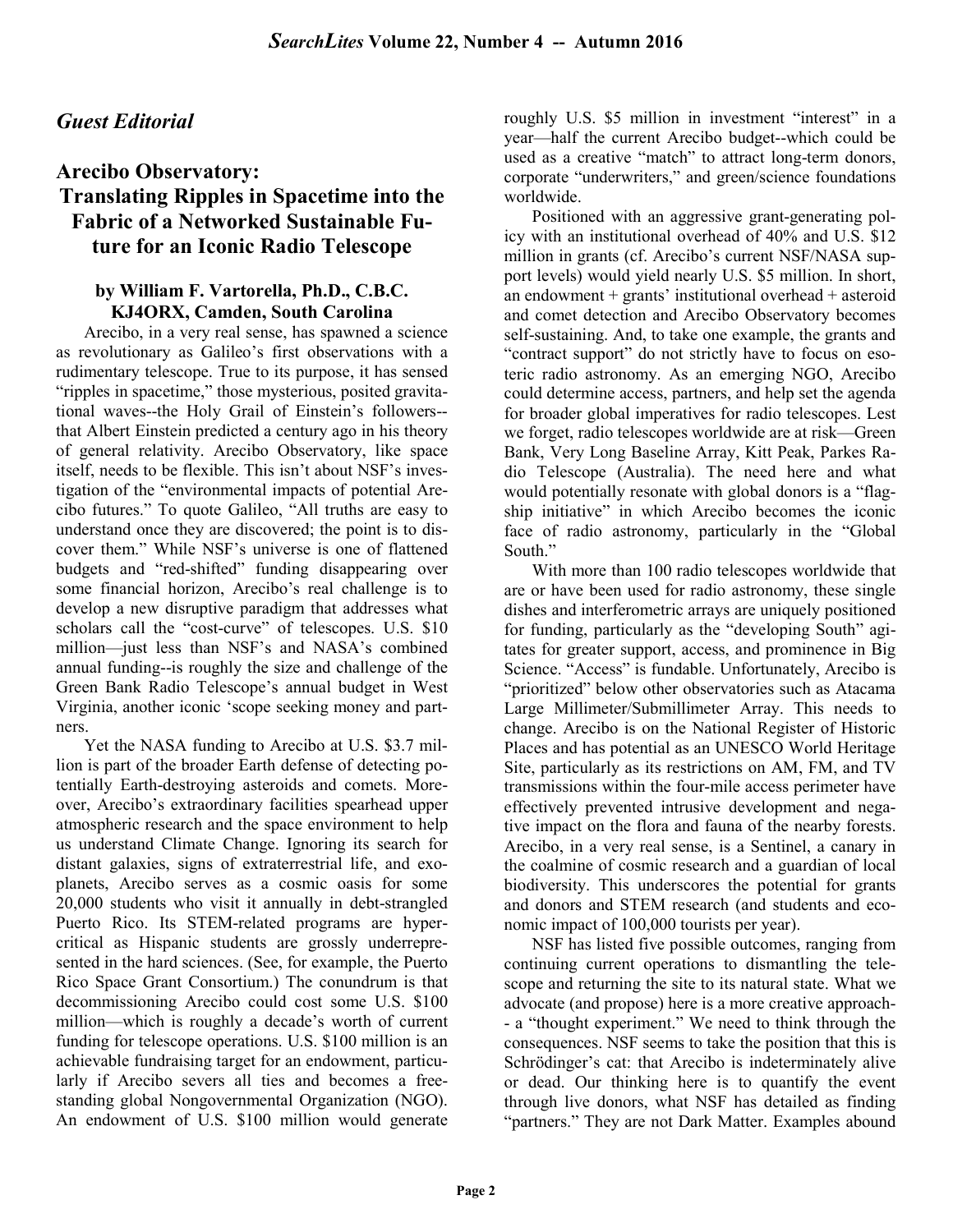*Guest Editorial*

## Arecibo Observatory: Translating Ripples in Spacetime into the Fabric of a Networked Sustainable Future for an Iconic Radio Telescope

**by William F. Vartorella, Ph.D., C.B.C. KJ4ORX, Camden, South Carolina**

Arecibo, in a very real sense, has spawned a science as revolutionary as Galileo's first observations with a rudimentary telescope. True to its purpose, it has sensed "ripples in spacetime," those mysterious, posited gravitational waves--the Holy Grail of Einstein's followers--that Albert Einstein predicted a century ago in his theory of general relativity. Arecibo Observatory, like space itself, needs to be flexible. This isn't about NSF's investigation of the "environmental impacts of potential Arecibo futures." To quote Galileo, "All truths are easy to understand once they are discovered; the point is to discover them." While NSF's universe is one of flattened budgets and "red-shifted" funding disappearing over some financial horizon, Arecibo's real challenge is to develop a new disruptive paradigm that addresses what scholars call the "cost-curve" of telescopes. U.S. $10 million—just less than NSF's and NASA's combined annual funding--is roughly the size and challenge of the Green Bank Radio Telescope's annual budget in West Virginia, another iconic 'scope seeking money and partners.

Yet the NASA funding to Arecibo at U.S. $3.7 million is part of the broader Earth defense of detecting potentially Earth-destroying asteroids and comets. Moreover, Arecibo's extraordinary facilities spearhead upper atmospheric research and the space environment to help us understand Climate Change. Ignoring its search for distant galaxies, signs of extraterrestrial life, and exoplanets, Arecibo serves as a cosmic oasis for some 20,000 students who visit it annually in debt-strangled Puerto Rico. Its STEM-related programs are hypercritical as Hispanic students are grossly underrepresented in the hard sciences. (See, for example, the Puerto Rico Space Grant Consortium.) The conundrum is that decommissioning Arecibo could cost some U.S. $100 million—which is roughly a decade's worth of current funding for telescope operations. U.S. $100 million is an achievable fundraising target for an endowment, particularly if Arecibo severs all ties and becomes a free-standing global Nongovernmental Organization (NGO). An endowment of U.S. $100 million would generate roughly U.S. $5 million in investment "interest" in a year—half the current Arecibo budget--which could be used as a creative "match" to attract long-term donors, corporate "underwriters," and green/science foundations worldwide.

Positioned with an aggressive grant-generating policy with an institutional overhead of 40% and U.S. $12 million in grants (cf. Arecibo's current NSF/NASA support levels) would yield nearly U.S. $5 million. In short, an endowment + grants' institutional overhead + asteroid and comet detection and Arecibo Observatory becomes self-sustaining. And, to take one example, the grants and "contract support" do not strictly have to focus on esoteric radio astronomy. As an emerging NGO, Arecibo could determine access, partners, and help set the agenda for broader global imperatives for radio telescopes. Lest we forget, radio telescopes worldwide are at risk—Green Bank, Very Long Baseline Array, Kitt Peak, Parkes Radio Telescope (Australia). The need here and what would potentially resonate with global donors is a "flagship initiative" in which Arecibo becomes the iconic face of radio astronomy, particularly in the "Global South."

With more than 100 radio telescopes worldwide that are or have been used for radio astronomy, these single dishes and interferometric arrays are uniquely positioned for funding, particularly as the "developing South" agitates for greater support, access, and prominence in Big Science. "Access" is fundable. Unfortunately, Arecibo is "prioritized" below other observatories such as Atacama Large Millimeter/Submillimeter Array. This needs to change. Arecibo is on the National Register of Historic Places and has potential as an UNESCO World Heritage Site, particularly as its restrictions on AM, FM, and TV transmissions within the four-mile access perimeter have effectively prevented intrusive development and negative impact on the flora and fauna of the nearby forests. Arecibo, in a very real sense, is a Sentinel, a canary in the coalmine of cosmic research and a guardian of local biodiversity. This underscores the potential for grants and donors and STEM research (and students and economic impact of 100,000 tourists per year).

NSF has listed five possible outcomes, ranging from continuing current operations to dismantling the telescope and returning the site to its natural state. What we advocate (and propose) here is a more creative approach-- a "thought experiment." We need to think through the consequences. NSF seems to take the position that this is Schrödinger's cat: that Arecibo is indeterminately alive or dead. Our thinking here is to quantify the event through live donors, what NSF has detailed as finding "partners." They are not Dark Matter. Examples abound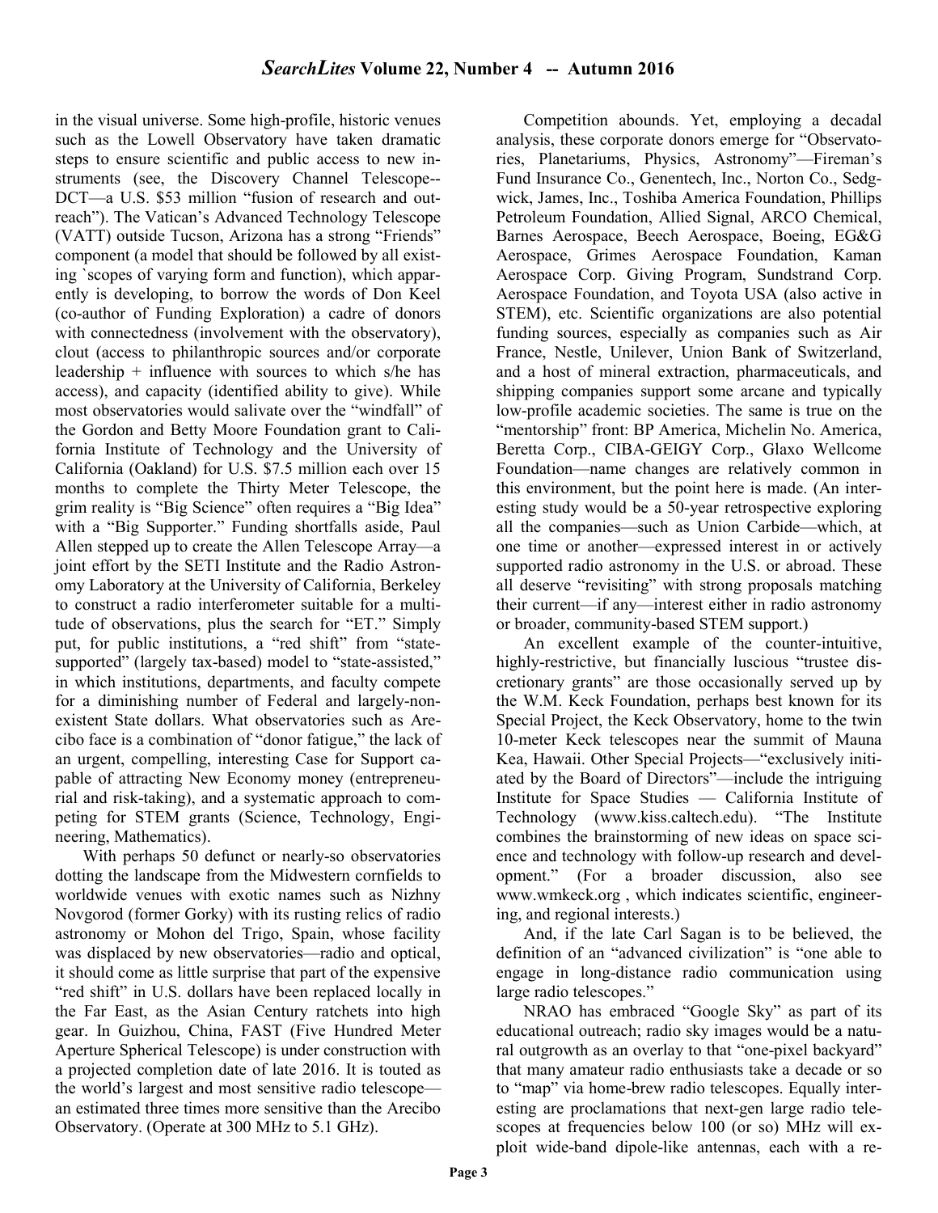in the visual universe. Some high-profile, historic venues such as the Lowell Observatory have taken dramatic steps to ensure scientific and public access to new instruments (see, the Discovery Channel Telescope--DCT—a U.S. $53 million "fusion of research and outreach"). The Vatican's Advanced Technology Telescope (VATT) outside Tucson, Arizona has a strong "Friends" component (a model that should be followed by all existing `scopes of varying form and function), which apparently is developing, to borrow the words of Don Keel (co-author of Funding Exploration) a cadre of donors with connectedness (involvement with the observatory), clout (access to philanthropic sources and/or corporate leadership + influence with sources to which s/he has access), and capacity (identified ability to give). While most observatories would salivate over the "windfall" of the Gordon and Betty Moore Foundation grant to California Institute of Technology and the University of California (Oakland) for U.S. $7.5 million each over 15 months to complete the Thirty Meter Telescope, the grim reality is "Big Science" often requires a "Big Idea" with a "Big Supporter." Funding shortfalls aside, Paul Allen stepped up to create the Allen Telescope Array—a joint effort by the SETI Institute and the Radio Astronomy Laboratory at the University of California, Berkeley to construct a radio interferometer suitable for a multitude of observations, plus the search for "ET." Simply put, for public institutions, a "red shift" from "state-supported" (largely tax-based) model to "state-assisted," in which institutions, departments, and faculty compete for a diminishing number of Federal and largely-non-existent State dollars. What observatories such as Arecibo face is a combination of "donor fatigue," the lack of an urgent, compelling, interesting Case for Support capable of attracting New Economy money (entrepreneurial and risk-taking), and a systematic approach to competing for STEM grants (Science, Technology, Engineering, Mathematics).

With perhaps 50 defunct or nearly-so observatories dotting the landscape from the Midwestern cornfields to worldwide venues with exotic names such as Nizhny Novgorod (former Gorky) with its rusting relics of radio astronomy or Mohon del Trigo, Spain, whose facility was displaced by new observatories—radio and optical, it should come as little surprise that part of the expensive "red shift" in U.S. dollars have been replaced locally in the Far East, as the Asian Century ratchets into high gear. In Guizhou, China, FAST (Five Hundred Meter Aperture Spherical Telescope) is under construction with a projected completion date of late 2016. It is touted as the world's largest and most sensitive radio telescope—an estimated three times more sensitive than the Arecibo Observatory. (Operate at 300 MHz to 5.1 GHz).

Competition abounds. Yet, employing a decadal analysis, these corporate donors emerge for "Observatories, Planetariums, Physics, Astronomy"—Fireman's Fund Insurance Co., Genentech, Inc., Norton Co., Sedgwick, James, Inc., Toshiba America Foundation, Phillips Petroleum Foundation, Allied Signal, ARCO Chemical, Barnes Aerospace, Beech Aerospace, Boeing, EG&G Aerospace, Grimes Aerospace Foundation, Kaman Aerospace Corp. Giving Program, Sundstrand Corp. Aerospace Foundation, and Toyota USA (also active in STEM), etc. Scientific organizations are also potential funding sources, especially as companies such as Air France, Nestle, Unilever, Union Bank of Switzerland, and a host of mineral extraction, pharmaceuticals, and shipping companies support some arcane and typically low-profile academic societies. The same is true on the "mentorship" front: BP America, Michelin No. America, Beretta Corp., CIBA-GEIGY Corp., Glaxo Wellcome Foundation—name changes are relatively common in this environment, but the point here is made. (An interesting study would be a 50-year retrospective exploring all the companies—such as Union Carbide—which, at one time or another—expressed interest in or actively supported radio astronomy in the U.S. or abroad. These all deserve "revisiting" with strong proposals matching their current—if any—interest either in radio astronomy or broader, community-based STEM support.)

An excellent example of the counter-intuitive, highly-restrictive, but financially luscious "trustee discretionary grants" are those occasionally served up by the W.M. Keck Foundation, perhaps best known for its Special Project, the Keck Observatory, home to the twin 10-meter Keck telescopes near the summit of Mauna Kea, Hawaii. Other Special Projects—"exclusively initiated by the Board of Directors"—include the intriguing Institute for Space Studies — California Institute of Technology (www.kiss.caltech.edu). "The Institute combines the brainstorming of new ideas on space science and technology with follow-up research and development." (For a broader discussion, also see www.wmkeck.org , which indicates scientific, engineering, and regional interests.)

And, if the late Carl Sagan is to be believed, the definition of an "advanced civilization" is "one able to engage in long-distance radio communication using large radio telescopes."

NRAO has embraced "Google Sky" as part of its educational outreach; radio sky images would be a natural outgrowth as an overlay to that "one-pixel backyard" that many amateur radio enthusiasts take a decade or so to "map" via home-brew radio telescopes. Equally interesting are proclamations that next-gen large radio telescopes at frequencies below 100 (or so) MHz will exploit wide-band dipole-like antennas, each with a re-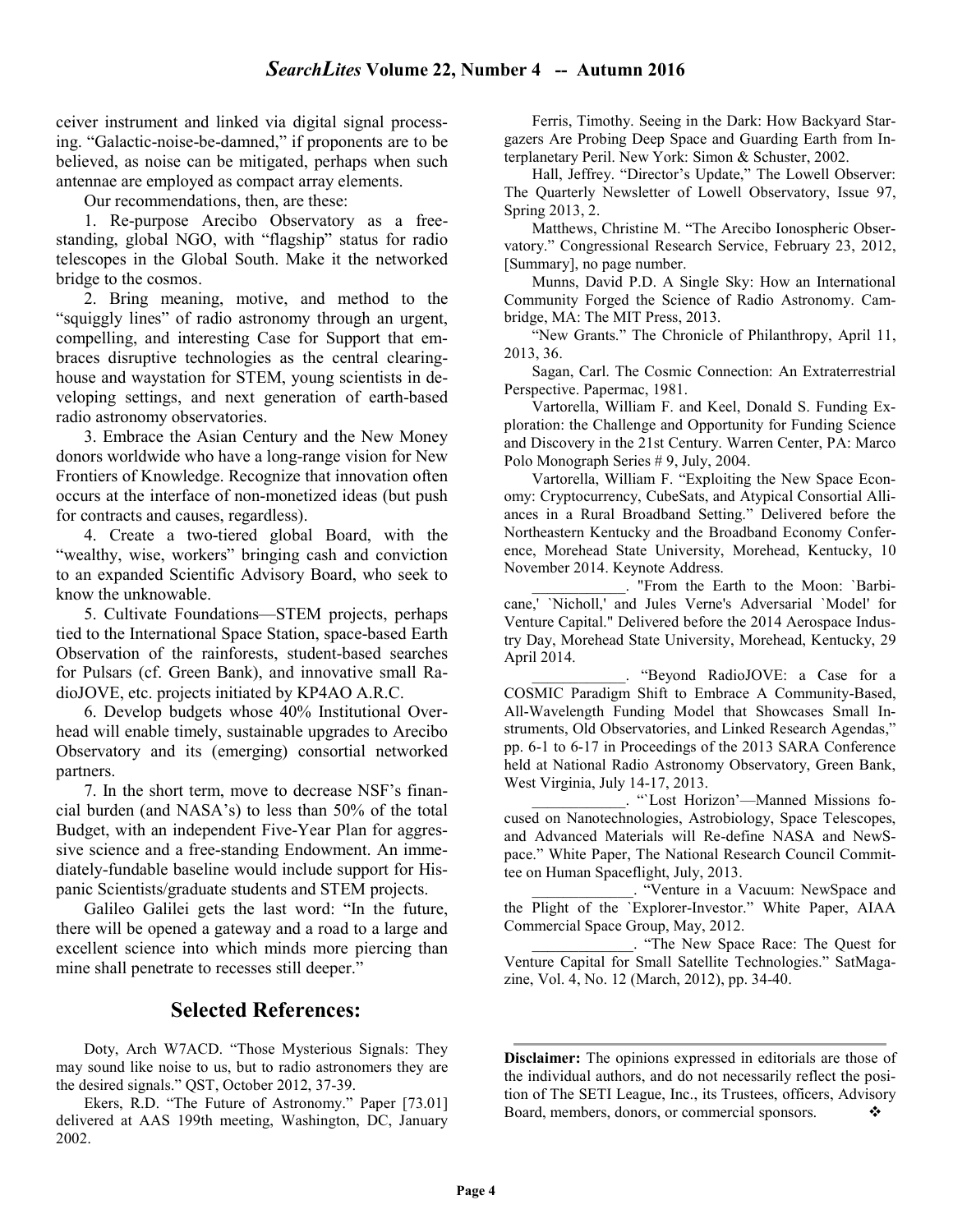ceiver instrument and linked via digital signal processing. "Galactic-noise-be-damned," if proponents are to be believed, as noise can be mitigated, perhaps when such antennae are employed as compact array elements.

Our recommendations, then, are these:

1. Re-purpose Arecibo Observatory as a free-standing, global NGO, with "flagship" status for radio telescopes in the Global South. Make it the networked bridge to the cosmos.

2. Bring meaning, motive, and method to the "squiggly lines" of radio astronomy through an urgent, compelling, and interesting Case for Support that embraces disruptive technologies as the central clearinghouse and waystation for STEM, young scientists in developing settings, and next generation of earth-based radio astronomy observatories.

3. Embrace the Asian Century and the New Money donors worldwide who have a long-range vision for New Frontiers of Knowledge. Recognize that innovation often occurs at the interface of non-monetized ideas (but push for contracts and causes, regardless).

4. Create a two-tiered global Board, with the "wealthy, wise, workers" bringing cash and conviction to an expanded Scientific Advisory Board, who seek to know the unknowable.

5. Cultivate Foundations—STEM projects, perhaps tied to the International Space Station, space-based Earth Observation of the rainforests, student-based searches for Pulsars (cf. Green Bank), and innovative small RadioJOVE, etc. projects initiated by KP4AO A.R.C.

6. Develop budgets whose 40% Institutional Overhead will enable timely, sustainable upgrades to Arecibo Observatory and its (emerging) consortial networked partners.

7. In the short term, move to decrease NSF's financial burden (and NASA's) to less than 50% of the total Budget, with an independent Five-Year Plan for aggressive science and a free-standing Endowment. An immediately-fundable baseline would include support for Hispanic Scientists/graduate students and STEM projects.

Galileo Galilei gets the last word: "In the future, there will be opened a gateway and a road to a large and excellent science into which minds more piercing than mine shall penetrate to recesses still deeper."

## Selected References:

Doty, Arch W7ACD. "Those Mysterious Signals: They may sound like noise to us, but to radio astronomers they are the desired signals." QST, October 2012, 37-39.

Ekers, R.D. "The Future of Astronomy." Paper [73.01] delivered at AAS 199th meeting, Washington, DC, January 2002.

Ferris, Timothy. Seeing in the Dark: How Backyard Stargazers Are Probing Deep Space and Guarding Earth from Interplanetary Peril. New York: Simon & Schuster, 2002.

Hall, Jeffrey. "Director's Update," The Lowell Observer: The Quarterly Newsletter of Lowell Observatory, Issue 97, Spring 2013, 2.

Matthews, Christine M. "The Arecibo Ionospheric Observatory." Congressional Research Service, February 23, 2012, [Summary], no page number.

Munns, David P.D. A Single Sky: How an International Community Forged the Science of Radio Astronomy. Cambridge, MA: The MIT Press, 2013.

"New Grants." The Chronicle of Philanthropy, April 11, 2013, 36.

Sagan, Carl. The Cosmic Connection: An Extraterrestrial Perspective. Papermac, 1981.

Vartorella, William F. and Keel, Donald S. Funding Exploration: the Challenge and Opportunity for Funding Science and Discovery in the 21st Century. Warren Center, PA: Marco Polo Monograph Series # 9, July, 2004.

Vartorella, William F. "Exploiting the New Space Economy: Cryptocurrency, CubeSats, and Atypical Consortial Alliances in a Rural Broadband Setting." Delivered before the Northeastern Kentucky and the Broadband Economy Conference, Morehead State University, Morehead, Kentucky, 10 November 2014. Keynote Address.

____________. "From the Earth to the Moon: `Barbicane,' `Nicholl,' and Jules Verne's Adversarial `Model' for Venture Capital." Delivered before the 2014 Aerospace Industry Day, Morehead State University, Morehead, Kentucky, 29 April 2014.

____________. "Beyond RadioJOVE: a Case for a COSMIC Paradigm Shift to Embrace A Community-Based, All-Wavelength Funding Model that Showcases Small Instruments, Old Observatories, and Linked Research Agendas," pp. 6-1 to 6-17 in Proceedings of the 2013 SARA Conference held at National Radio Astronomy Observatory, Green Bank, West Virginia, July 14-17, 2013.

____________. "`Lost Horizon'—Manned Missions focused on Nanotechnologies, Astrobiology, Space Telescopes, and Advanced Materials will Re-define NASA and NewSpace." White Paper, The National Research Council Committee on Human Spaceflight, July, 2013.

_____________. "Venture in a Vacuum: NewSpace and the Plight of the `Explorer-Investor." White Paper, AIAA Commercial Space Group, May, 2012.

_____________. "The New Space Race: The Quest for Venture Capital for Small Satellite Technologies." SatMagazine, Vol. 4, No. 12 (March, 2012), pp. 34-40.

---

**Disclaimer:** The opinions expressed in editorials are those of the individual authors, and do not necessarily reflect the position of The SETI League, Inc., its Trustees, officers, Advisory Board, members, donors, or commercial sponsors. ❖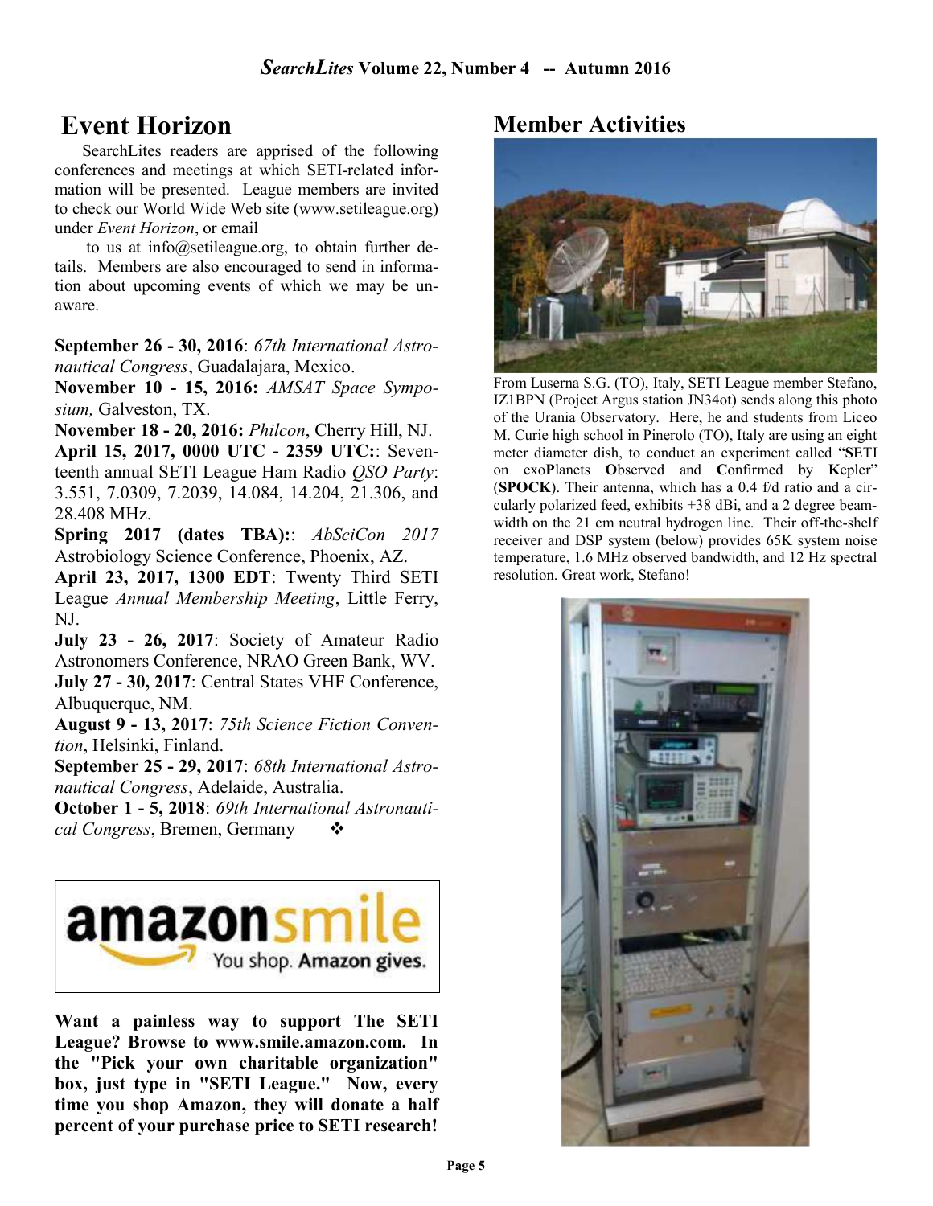## Event Horizon

SearchLites readers are apprised of the following conferences and meetings at which SETI-related information will be presented. League members are invited to check our World Wide Web site (www.setileague.org) under *Event Horizon*, or email to us at info@setileague.org, to obtain further details. Members are also encouraged to send in information about upcoming events of which we may be unaware.

**September 26 - 30, 2016**: *67th International Astronautical Congress*, Guadalajara, Mexico.

**November 10 - 15, 2016:** *AMSAT Space Symposium,* Galveston, TX.

**November 18 - 20, 2016:** *Philcon*, Cherry Hill, NJ.

**April 15, 2017, 0000 UTC - 2359 UTC:**: Seventeenth annual SETI League Ham Radio *QSO Party*: 3.551, 7.0309, 7.2039, 14.084, 14.204, 21.306, and 28.408 MHz.

**Spring 2017 (dates TBA):**: *AbSciCon 2017* Astrobiology Science Conference, Phoenix, AZ.

**April 23, 2017, 1300 EDT**: Twenty Third SETI League *Annual Membership Meeting*, Little Ferry, NJ.

**July 23 - 26, 2017**: Society of Amateur Radio Astronomers Conference, NRAO Green Bank, WV.

**July 27 - 30, 2017**: Central States VHF Conference, Albuquerque, NM.

**August 9 - 13, 2017**: *75th Science Fiction Convention*, Helsinki, Finland.

**September 25 - 29, 2017**: *68th International Astronautical Congress*, Adelaide, Australia.

**October 1 - 5, 2018**: *69th International Astronautical Congress*, Bremen, Germany ❖

amazonsmile — You shop. Amazon gives.

**Want a painless way to support The SETI League? Browse to www.smile.amazon.com. In the "Pick your own charitable organization" box, just type in "SETI League." Now, every time you shop Amazon, they will donate a half percent of your purchase price to SETI research!**

## Member Activities

From Luserna S.G. (TO), Italy, SETI League member Stefano, IZ1BPN (Project Argus station JN34ot) sends along this photo of the Urania Observatory. Here, he and students from Liceo M. Curie high school in Pinerolo (TO), Italy are using an eight meter diameter dish, to conduct an experiment called "**S**ETI on exo**P**lanets **O**bserved and **C**onfirmed by **K**epler" (**SPOCK**). Their antenna, which has a 0.4 f/d ratio and a circularly polarized feed, exhibits +38 dBi, and a 2 degree beamwidth on the 21 cm neutral hydrogen line. Their off-the-shelf receiver and DSP system (below) provides 65K system noise temperature, 1.6 MHz observed bandwidth, and 12 Hz spectral resolution. Great work, Stefano!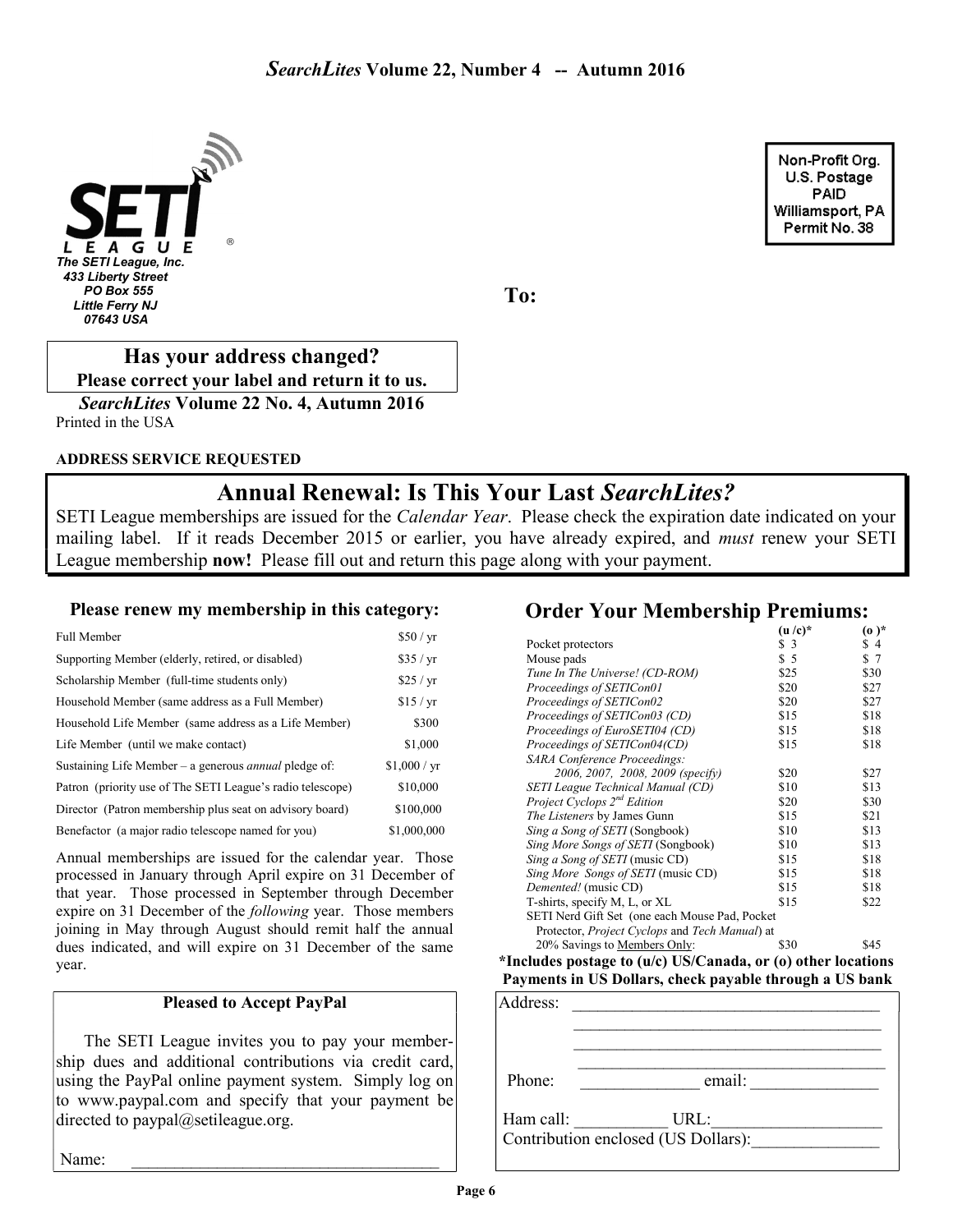*SearchLites* **Volume 22, Number 4 -- Autumn 2016**

SETI LEAGUE ®

*The SETI League, Inc.*
*433 Liberty Street*
*PO Box 555*
*Little Ferry NJ*
*07643 USA*

Non-Profit Org.
U.S. Postage
PAID
Williamsport, PA
Permit No. 38

**To:**

**Has your address changed?**
**Please correct your label and return it to us.**

*SearchLites* **Volume 22 No. 4, Autumn 2016**
Printed in the USA

**ADDRESS SERVICE REQUESTED**

## Annual Renewal: Is This Your Last *SearchLites?*

SETI League memberships are issued for the *Calendar Year*. Please check the expiration date indicated on your mailing label. If it reads December 2015 or earlier, you have already expired, and *must* renew your SETI League membership **now!** Please fill out and return this page along with your payment.

### Please renew my membership in this category:

| | |
|---|---|
| Full Member | $50 / yr |
| Supporting Member (elderly, retired, or disabled) | $35 / yr |
| Scholarship Member (full-time students only) | $25 / yr |
| Household Member (same address as a Full Member) | $15 / yr |
| Household Life Member (same address as a Life Member) | $300 |
| Life Member (until we make contact) | $1,000 |
| Sustaining Life Member – a generous *annual* pledge of: | $1,000 / yr |
| Patron (priority use of The SETI League's radio telescope) | $10,000 |
| Director (Patron membership plus seat on advisory board) | $100,000 |
| Benefactor (a major radio telescope named for you) | $1,000,000 |

Annual memberships are issued for the calendar year. Those processed in January through April expire on 31 December of that year. Those processed in September through December expire on 31 December of the *following* year. Those members joining in May through August should remit half the annual dues indicated, and will expire on 31 December of the same year.

**Pleased to Accept PayPal**

The SETI League invites you to pay your membership dues and additional contributions via credit card, using the PayPal online payment system. Simply log on to www.paypal.com and specify that your payment be directed to paypal@setileague.org.

Name: ____________________________________

## Order Your Membership Premiums:

| | (u /c)* | (o )* |
|---|---|---|
| Pocket protectors | $ 3 | $ 4 |
| Mouse pads | $ 5 | $ 7 |
| *Tune In The Universe! (CD-ROM)* | $25 | $30 |
| *Proceedings of SETICon01* | $20 | $27 |
| *Proceedings of SETICon02* | $20 | $27 |
| *Proceedings of SETICon03 (CD)* | $15 | $18 |
| *Proceedings of EuroSETI04 (CD)* | $15 | $18 |
| *Proceedings of SETICon04(CD)* | $15 | $18 |
| *SARA Conference Proceedings: 2006, 2007, 2008, 2009 (specify)* | $20 | $27 |
| *SETI League Technical Manual (CD)* | $10 | $13 |
| *Project Cyclops 2nd Edition* | $20 | $30 |
| *The Listeners* by James Gunn | $15 | $21 |
| *Sing a Song of SETI* (Songbook) | $10 | $13 |
| *Sing More Songs of SETI* (Songbook) | $10 | $13 |
| *Sing a Song of SETI* (music CD) | $15 | $18 |
| *Sing More Songs of SETI* (music CD) | $15 | $18 |
| *Demented!* (music CD) | $15 | $18 |
| T-shirts, specify M, L, or XL | $15 | $22 |
| SETI Nerd Gift Set (one each Mouse Pad, Pocket Protector, *Project Cyclops* and *Tech Manual*) at 20% Savings to Members Only: | $30 | $45 |

**\*Includes postage to (u/c) US/Canada, or (o) other locations**
**Payments in US Dollars, check payable through a US bank**

Address: ____________________________________
____________________________________
____________________________________
____________________________________

Phone: ______________ email: ______________

Ham call: ___________ URL: ____________________

Contribution enclosed (US Dollars): _______________